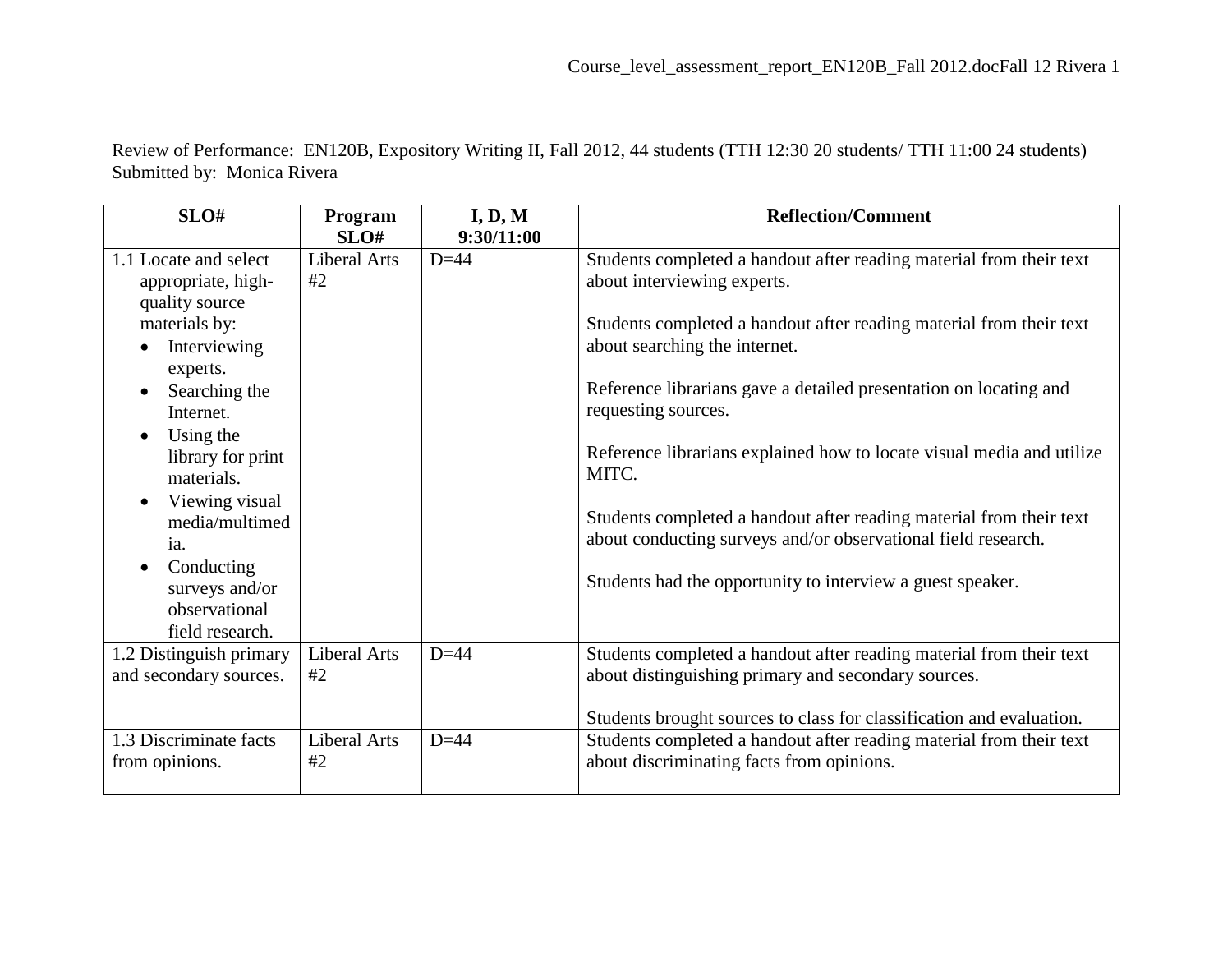Review of Performance: EN120B, Expository Writing II, Fall 2012, 44 students (TTH 12:30 20 students/ TTH 11:00 24 students)
Submitted by: Monica Rivera

| SLO# | Program SLO# | I, D, M 9:30/11:00 | Reflection/Comment |
|---|---|---|---|
| 1.1 Locate and select appropriate, high-quality source materials by: <br>• Interviewing experts. <br>• Searching the Internet. <br>• Using the library for print materials. <br>• Viewing visual media/multimedia. <br>• Conducting surveys and/or observational field research. | Liberal Arts #2 | D=44 | Students completed a handout after reading material from their text about interviewing experts. <br><br>Students completed a handout after reading material from their text about searching the internet. <br><br>Reference librarians gave a detailed presentation on locating and requesting sources. <br><br>Reference librarians explained how to locate visual media and utilize MITC. <br><br>Students completed a handout after reading material from their text about conducting surveys and/or observational field research. <br><br>Students had the opportunity to interview a guest speaker. |
| 1.2 Distinguish primary and secondary sources. | Liberal Arts #2 | D=44 | Students completed a handout after reading material from their text about distinguishing primary and secondary sources. <br><br>Students brought sources to class for classification and evaluation. |
| 1.3 Discriminate facts from opinions. | Liberal Arts #2 | D=44 | Students completed a handout after reading material from their text about discriminating facts from opinions. |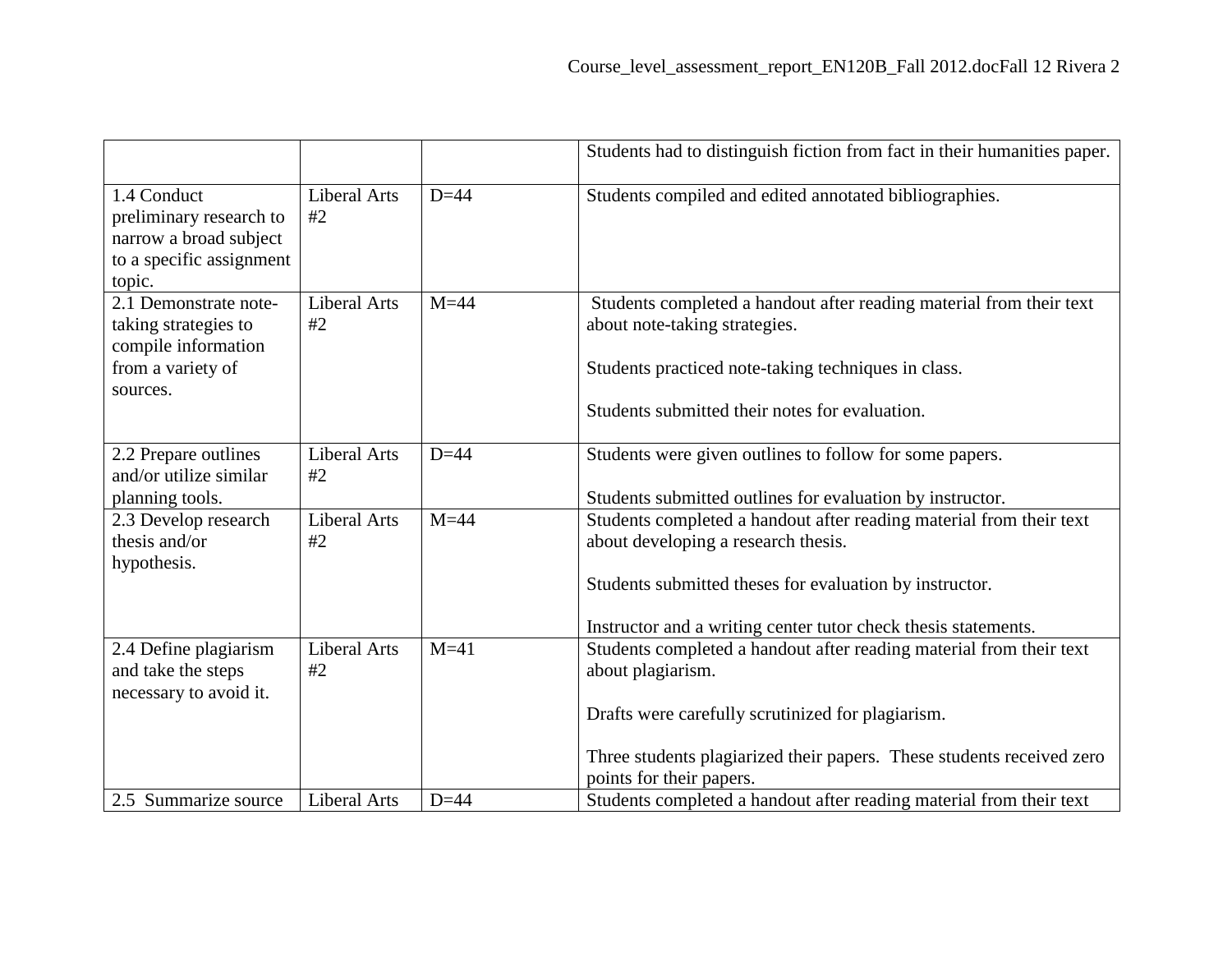| | | | |
|---|---|---|---|
| | | | Students had to distinguish fiction from fact in their humanities paper. |
| 1.4 Conduct preliminary research to narrow a broad subject to a specific assignment topic. | Liberal Arts #2 | D=44 | Students compiled and edited annotated bibliographies. |
| 2.1 Demonstrate note-taking strategies to compile information from a variety of sources. | Liberal Arts #2 | M=44 | Students completed a handout after reading material from their text about note-taking strategies.<br><br>Students practiced note-taking techniques in class.<br><br>Students submitted their notes for evaluation. |
| 2.2 Prepare outlines and/or utilize similar planning tools. | Liberal Arts #2 | D=44 | Students were given outlines to follow for some papers.<br><br>Students submitted outlines for evaluation by instructor. |
| 2.3 Develop research thesis and/or hypothesis. | Liberal Arts #2 | M=44 | Students completed a handout after reading material from their text about developing a research thesis.<br><br>Students submitted theses for evaluation by instructor.<br><br>Instructor and a writing center tutor check thesis statements. |
| 2.4 Define plagiarism and take the steps necessary to avoid it. | Liberal Arts #2 | M=41 | Students completed a handout after reading material from their text about plagiarism.<br><br>Drafts were carefully scrutinized for plagiarism.<br><br>Three students plagiarized their papers. These students received zero points for their papers. |
| 2.5 Summarize source | Liberal Arts | D=44 | Students completed a handout after reading material from their text |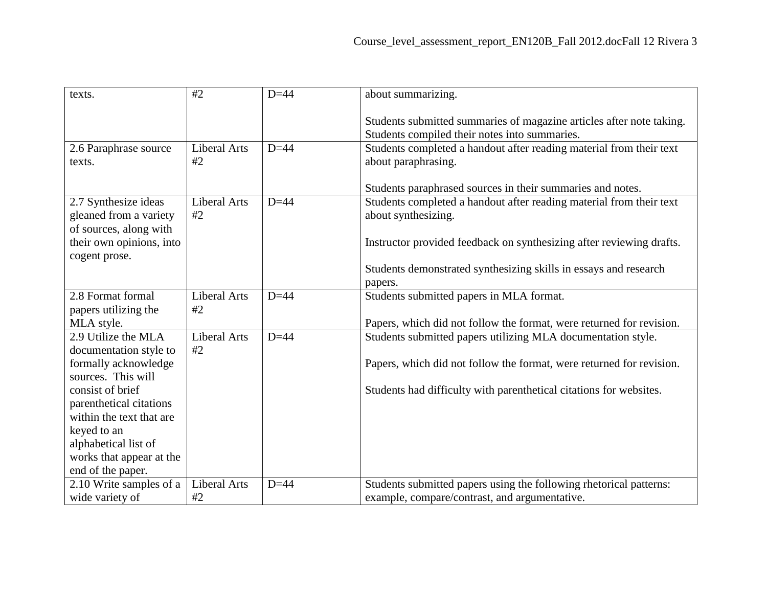| | | | |
|---|---|---|---|
| texts. | #2 | D=44 | about summarizing.<br><br>Students submitted summaries of magazine articles after note taking. Students compiled their notes into summaries. |
| 2.6 Paraphrase source texts. | Liberal Arts #2 | D=44 | Students completed a handout after reading material from their text about paraphrasing.<br><br>Students paraphrased sources in their summaries and notes. |
| 2.7 Synthesize ideas gleaned from a variety of sources, along with their own opinions, into cogent prose. | Liberal Arts #2 | D=44 | Students completed a handout after reading material from their text about synthesizing.<br><br>Instructor provided feedback on synthesizing after reviewing drafts.<br><br>Students demonstrated synthesizing skills in essays and research papers. |
| 2.8 Format formal papers utilizing the MLA style. | Liberal Arts #2 | D=44 | Students submitted papers in MLA format.<br><br>Papers, which did not follow the format, were returned for revision. |
| 2.9 Utilize the MLA documentation style to formally acknowledge sources. This will consist of brief parenthetical citations within the text that are keyed to an alphabetical list of works that appear at the end of the paper. | Liberal Arts #2 | D=44 | Students submitted papers utilizing MLA documentation style.<br><br>Papers, which did not follow the format, were returned for revision.<br><br>Students had difficulty with parenthetical citations for websites. |
| 2.10 Write samples of a wide variety of | Liberal Arts #2 | D=44 | Students submitted papers using the following rhetorical patterns: example, compare/contrast, and argumentative. |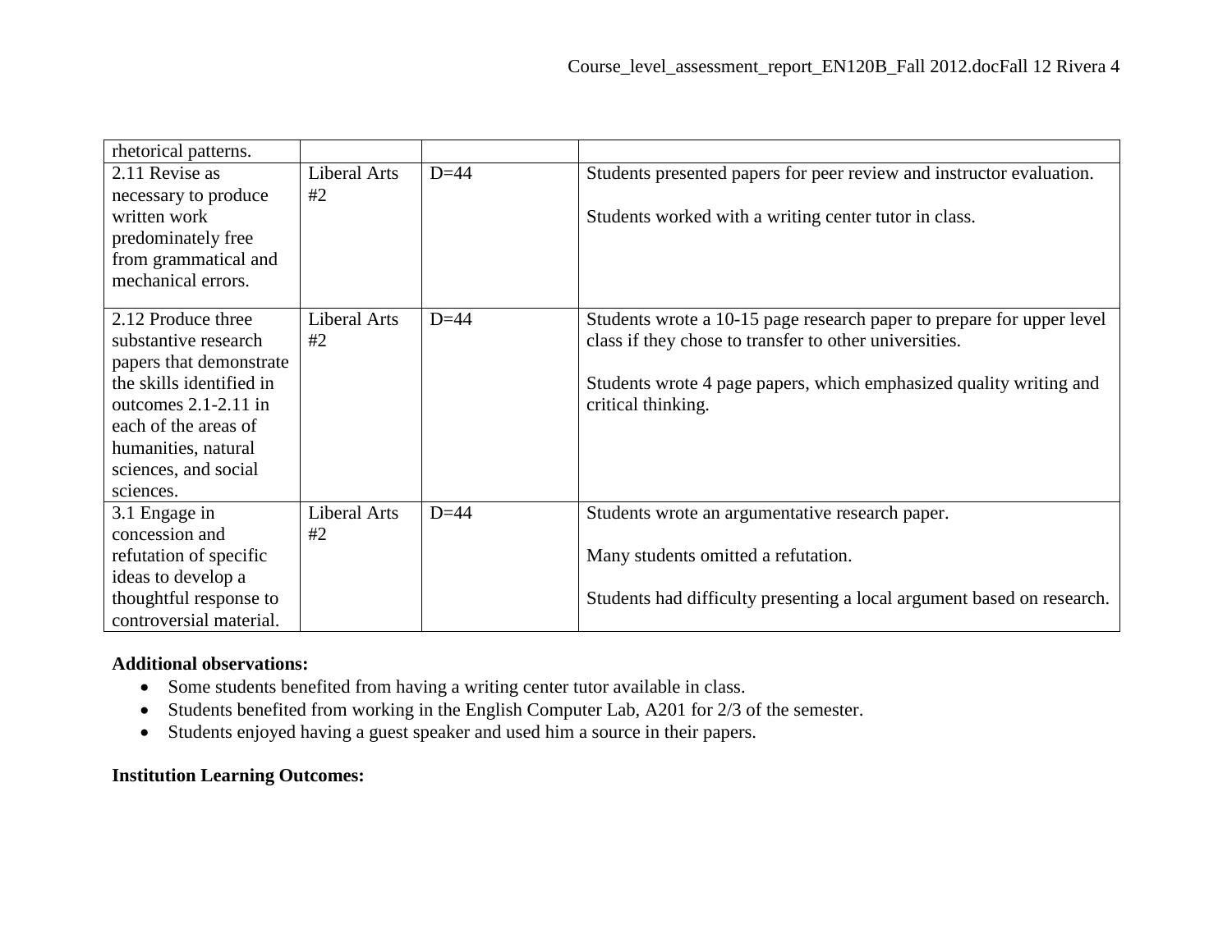| | | | |
|---|---|---|---|
| rhetorical patterns. | | | |
| 2.11 Revise as necessary to produce written work predominately free from grammatical and mechanical errors. | Liberal Arts #2 | D=44 | Students presented papers for peer review and instructor evaluation.<br><br>Students worked with a writing center tutor in class. |
| 2.12 Produce three substantive research papers that demonstrate the skills identified in outcomes 2.1-2.11 in each of the areas of humanities, natural sciences, and social sciences. | Liberal Arts #2 | D=44 | Students wrote a 10-15 page research paper to prepare for upper level class if they chose to transfer to other universities.<br><br>Students wrote 4 page papers, which emphasized quality writing and critical thinking. |
| 3.1 Engage in concession and refutation of specific ideas to develop a thoughtful response to controversial material. | Liberal Arts #2 | D=44 | Students wrote an argumentative research paper.<br><br>Many students omitted a refutation.<br><br>Students had difficulty presenting a local argument based on research. |

**Additional observations:**

- Some students benefited from having a writing center tutor available in class.
- Students benefited from working in the English Computer Lab, A201 for 2/3 of the semester.
- Students enjoyed having a guest speaker and used him a source in their papers.

**Institution Learning Outcomes:**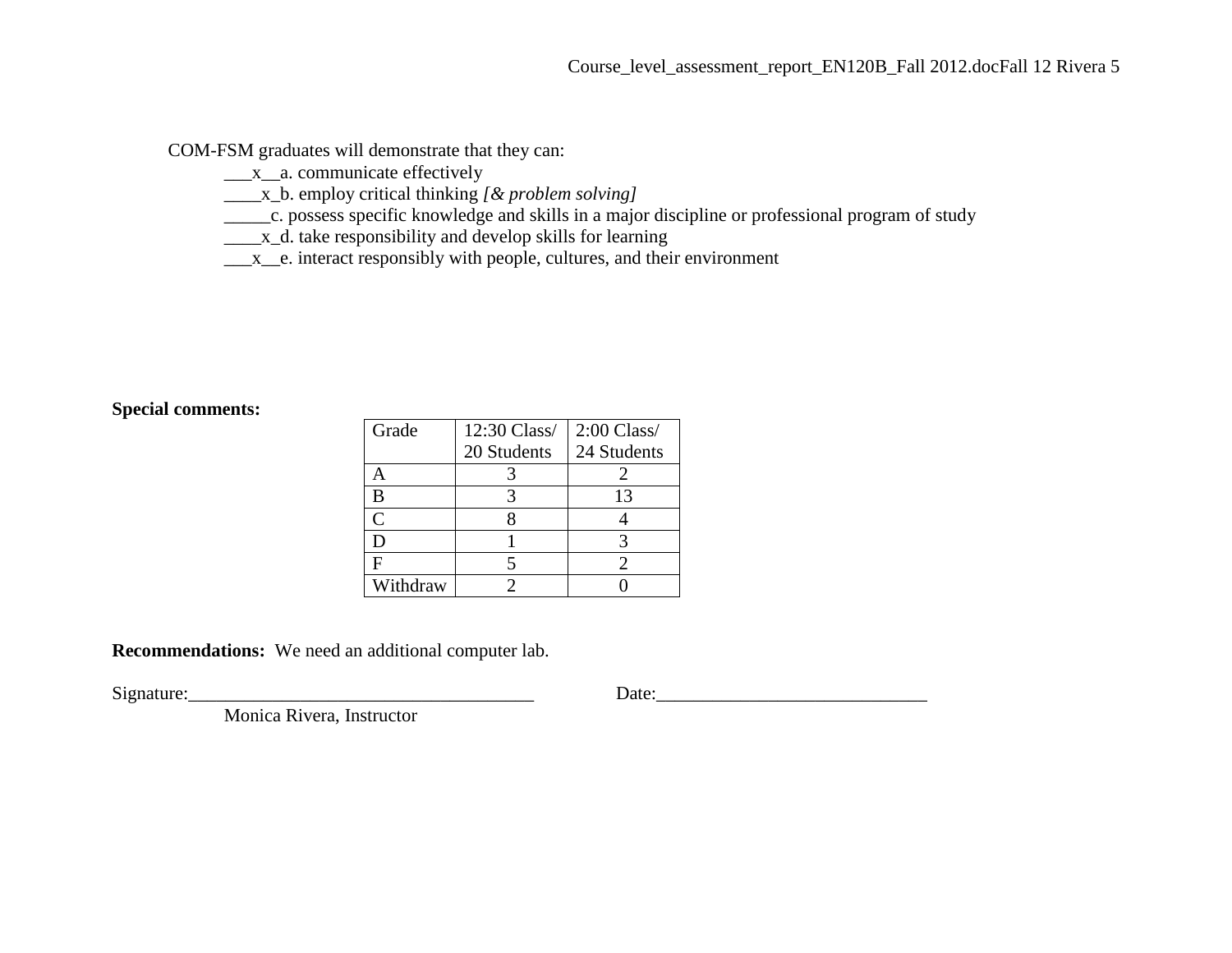COM-FSM graduates will demonstrate that they can:

___x__a. communicate effectively
____x_b. employ critical thinking *[& problem solving]*
_____c. possess specific knowledge and skills in a major discipline or professional program of study
____x_d. take responsibility and develop skills for learning
___x__e. interact responsibly with people, cultures, and their environment

**Special comments:**

| Grade | 12:30 Class/ 20 Students | 2:00 Class/ 24 Students |
|---|---|---|
| A | 3 | 2 |
| B | 3 | 13 |
| C | 8 | 4 |
| D | 1 | 3 |
| F | 5 | 2 |
| Withdraw | 2 | 0 |

**Recommendations:** We need an additional computer lab.

Signature:______________________________________ Date:_____________________________

Monica Rivera, Instructor